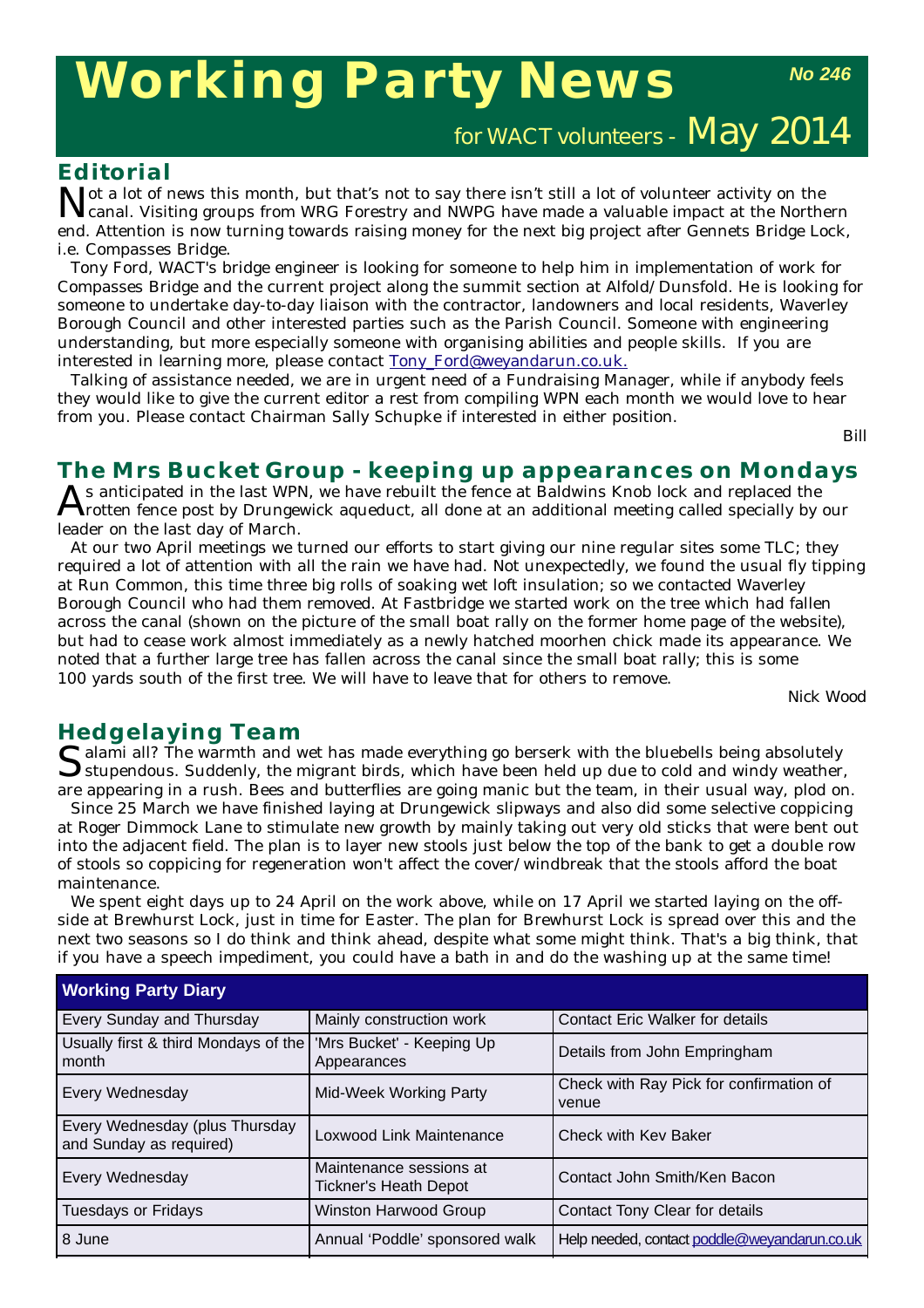# Working Party News

**No 246**

for WACT volunteers - May 2014

## Editorial

Not a lot of news this month, but that's not to say there isn't still a lot of volunteer activity on the canal. Visiting groups from WRG Forestry and NWPG have made a valuable impact at the Northern end. Attention is now turning towards raising money for the next big project after Gennets Bridge Lock, i.e. Compasses Bridge.

Tony Ford, WACT's bridge engineer is looking for someone to help him in implementation of work for Compasses Bridge and the current project along the summit section at Alfold/Dunsfold. He is looking for someone to undertake day-to-day liaison with the contractor, landowners and local residents, Waverley Borough Council and other interested parties such as the Parish Council. Someone with engineering understanding, but more especially someone with organising abilities and people skills. If you are interested in learning more, please contact Tony_Ford@weyandarun.co.uk.

Talking of assistance needed, we are in urgent need of a Fundraising Manager, while if anybody feels they would like to give the current editor a rest from compiling WPN each month we would love to hear from you. Please contact Chairman Sally Schupke if interested in either position.

Bill

## The Mrs Bucket Group - keeping up appearances on Mondays

As anticipated in the last WPN, we have rebuilt the fence at Baldwins Knob lock and replaced the rotten fence post by Drungewick aqueduct, all done at an additional meeting called specially by our leader on the last day of March.

At our two April meetings we turned our efforts to start giving our nine regular sites some TLC; they required a lot of attention with all the rain we have had. Not unexpectedly, we found the usual fly tipping at Run Common, this time three big rolls of soaking wet loft insulation; so we contacted Waverley Borough Council who had them removed. At Fastbridge we started work on the tree which had fallen across the canal (shown on the picture of the small boat rally on the former home page of the website), but had to cease work almost immediately as a newly hatched moorhen chick made its appearance. We noted that a further large tree has fallen across the canal since the small boat rally; this is some 100 yards south of the first tree. We will have to leave that for others to remove.

Nick Wood

## Hedgelaying Team

Salami all? The warmth and wet has made everything go berserk with the bluebells being absolutely stupendous. Suddenly, the migrant birds, which have been held up due to cold and windy weather, are appearing in a rush. Bees and butterflies are going manic but the team, in their usual way, plod on.

Since 25 March we have finished laying at Drungewick slipways and also did some selective coppicing at Roger Dimmock Lane to stimulate new growth by mainly taking out very old sticks that were bent out into the adjacent field. The plan is to layer new stools just below the top of the bank to get a double row of stools so coppicing for regeneration won't affect the cover/windbreak that the stools afford the boat maintenance.

We spent eight days up to 24 April on the work above, while on 17 April we started laying on the off-side at Brewhurst Lock, just in time for Easter. The plan for Brewhurst Lock is spread over this and the next two seasons so I do think and think ahead, despite what some might think. That's a big think, that if you have a speech impediment, you could have a bath in and do the washing up at the same time!

| Working Party Diary | | |
|---|---|---|
| Every Sunday and Thursday | Mainly construction work | Contact Eric Walker for details |
| Usually first & third Mondays of the month | 'Mrs Bucket' - Keeping Up Appearances | Details from John Empringham |
| Every Wednesday | Mid-Week Working Party | Check with Ray Pick for confirmation of venue |
| Every Wednesday (plus Thursday and Sunday as required) | Loxwood Link Maintenance | Check with Kev Baker |
| Every Wednesday | Maintenance sessions at Tickner's Heath Depot | Contact John Smith/Ken Bacon |
| Tuesdays or Fridays | Winston Harwood Group | Contact Tony Clear for details |
| 8 June | Annual 'Poddle' sponsored walk | Help needed, contact poddle@weyandarun.co.uk |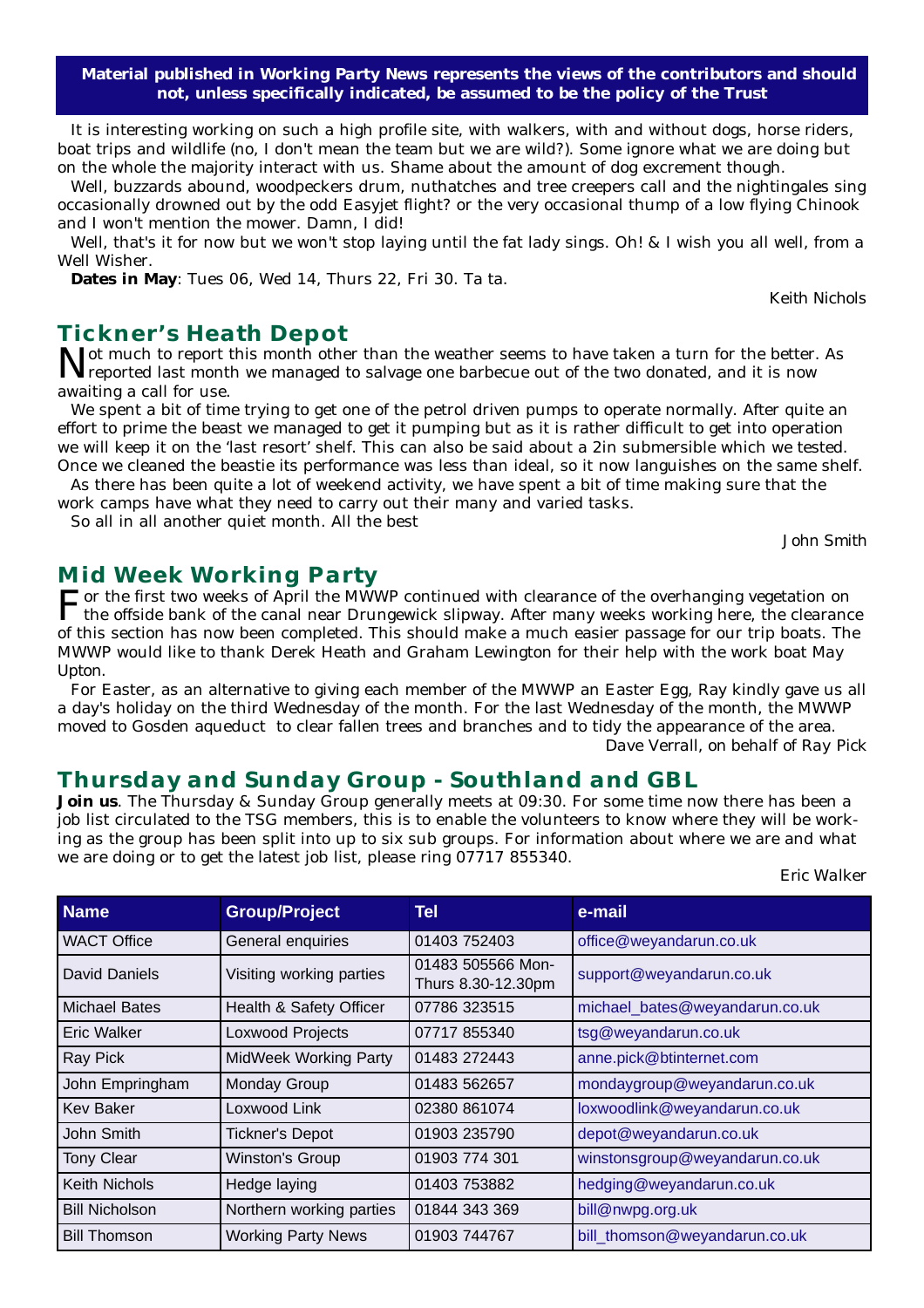**Material published in Working Party News represents the views of the contributors and should not, unless specifically indicated, be assumed to be the policy of the Trust**

It is interesting working on such a high profile site, with walkers, with and without dogs, horse riders, boat trips and wildlife (no, I don't mean the team but we are wild?). Some ignore what we are doing but on the whole the majority interact with us. Shame about the amount of dog excrement though.

Well, buzzards abound, woodpeckers drum, nuthatches and tree creepers call and the nightingales sing occasionally drowned out by the odd Easyjet flight? or the very occasional thump of a low flying Chinook and I won't mention the mower. Damn, I did!

Well, that's it for now but we won't stop laying until the fat lady sings. Oh! & I wish you all well, from a Well Wisher.

**Dates in May**: Tues 06, Wed 14, Thurs 22, Fri 30. Ta ta.

Keith Nichols

## Tickner's Heath Depot

Not much to report this month other than the weather seems to have taken a turn for the better. As reported last month we managed to salvage one barbecue out of the two donated, and it is now awaiting a call for use.

We spent a bit of time trying to get one of the petrol driven pumps to operate normally. After quite an effort to prime the beast we managed to get it pumping but as it is rather difficult to get into operation we will keep it on the 'last resort' shelf. This can also be said about a 2in submersible which we tested. Once we cleaned the beastie its performance was less than ideal, so it now languishes on the same shelf.

As there has been quite a lot of weekend activity, we have spent a bit of time making sure that the work camps have what they need to carry out their many and varied tasks.

So all in all another quiet month. All the best

John Smith

## Mid Week Working Party

For the first two weeks of April the MWWP continued with clearance of the overhanging vegetation on the offside bank of the canal near Drungewick slipway. After many weeks working here, the clearance of this section has now been completed. This should make a much easier passage for our trip boats. The MWWP would like to thank Derek Heath and Graham Lewington for their help with the work boat May Upton.

For Easter, as an alternative to giving each member of the MWWP an Easter Egg, Ray kindly gave us all a day's holiday on the third Wednesday of the month. For the last Wednesday of the month, the MWWP moved to Gosden aqueduct to clear fallen trees and branches and to tidy the appearance of the area.

Dave Verrall, on behalf of Ray Pick

## Thursday and Sunday Group - Southland and GBL

**Join us**. The Thursday & Sunday Group generally meets at 09:30. For some time now there has been a job list circulated to the TSG members, this is to enable the volunteers to know where they will be working as the group has been split into up to six sub groups. For information about where we are and what we are doing or to get the latest job list, please ring 07717 855340.

Eric Walker

| Name | Group/Project | Tel | e-mail |
|---|---|---|---|
| WACT Office | General enquiries | 01403 752403 | office@weyandarun.co.uk |
| David Daniels | Visiting working parties | 01483 505566 Mon-Thurs 8.30-12.30pm | support@weyandarun.co.uk |
| Michael Bates | Health & Safety Officer | 07786 323515 | michael_bates@weyandarun.co.uk |
| Eric Walker | Loxwood Projects | 07717 855340 | tsg@weyandarun.co.uk |
| Ray Pick | MidWeek Working Party | 01483 272443 | anne.pick@btinternet.com |
| John Empringham | Monday Group | 01483 562657 | mondaygroup@weyandarun.co.uk |
| Kev Baker | Loxwood Link | 02380 861074 | loxwoodlink@weyandarun.co.uk |
| John Smith | Tickner's Depot | 01903 235790 | depot@weyandarun.co.uk |
| Tony Clear | Winston's Group | 01903 774 301 | winstonsgroup@weyandarun.co.uk |
| Keith Nichols | Hedge laying | 01403 753882 | hedging@weyandarun.co.uk |
| Bill Nicholson | Northern working parties | 01844 343 369 | bill@nwpg.org.uk |
| Bill Thomson | Working Party News | 01903 744767 | bill_thomson@weyandarun.co.uk |